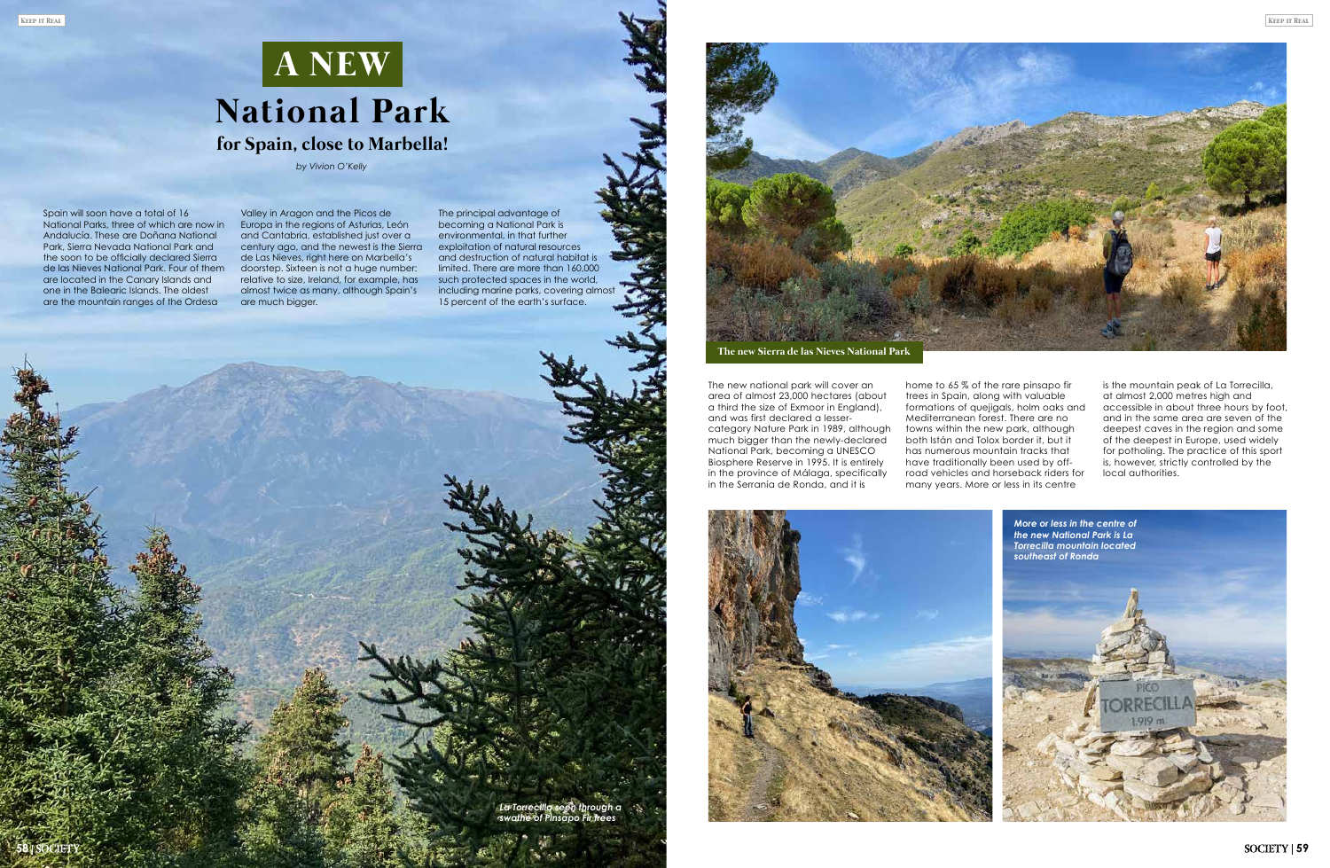# A NEW National Park for Spain, close to Marbella!

*by Vivion O'Kelly*

Spain will soon have a total of 16 National Parks, three of which are now in Andalucía. These are Doñana National Park, Sierra Nevada National Park and the soon to be officially declared Sierra de las Nieves National Park. Four of them are located in the Canary Islands and one in the Balearic Islands. The oldest are the mountain ranges of the Ordesa Valley in Aragon and the Picos de Europa in the regions of Asturias, León and Cantabria, established just over a century ago, and the newest is the Sierra de Las Nieves, right here on Marbella's doorstep. Sixteen is not a huge number: relative to size, Ireland, for example, has almost twice as many, although Spain's are much bigger.

The principal advantage of becoming a National Park is environmental, in that further exploitation of natural resources and destruction of natural habitat is limited. There are more than 160,000 such protected spaces in the world, including marine parks, covering almost 15 percent of the earth's surface.

*La Torrecilla seen through a swathe of Pinsapo Fir trees*

**The new Sierra de las Nieves National Park**

The new national park will cover an area of almost 23,000 hectares (about a third the size of Exmoor in England), and was first declared a lesser-category Nature Park in 1989, although much bigger than the newly-declared National Park, becoming a UNESCO Biosphere Reserve in 1995. It is entirely in the province of Málaga, specifically in the Serranía de Ronda, and it is home to 65 % of the rare pinsapo fir trees in Spain, along with valuable formations of quejigals, holm oaks and Mediterranean forest. There are no towns within the new park, although both Istán and Tolox border it, but it has numerous mountain tracks that have traditionally been used by off-road vehicles and horseback riders for many years. More or less in its centre is the mountain peak of La Torrecilla, at almost 2,000 metres high and accessible in about three hours by foot, and in the same area are seven of the deepest caves in the region and some of the deepest in Europe, used widely for potholing. The practice of this sport is, however, strictly controlled by the local authorities.

*More or less in the centre of the new National Park is La Torrecilla mountain located southeast of Ronda*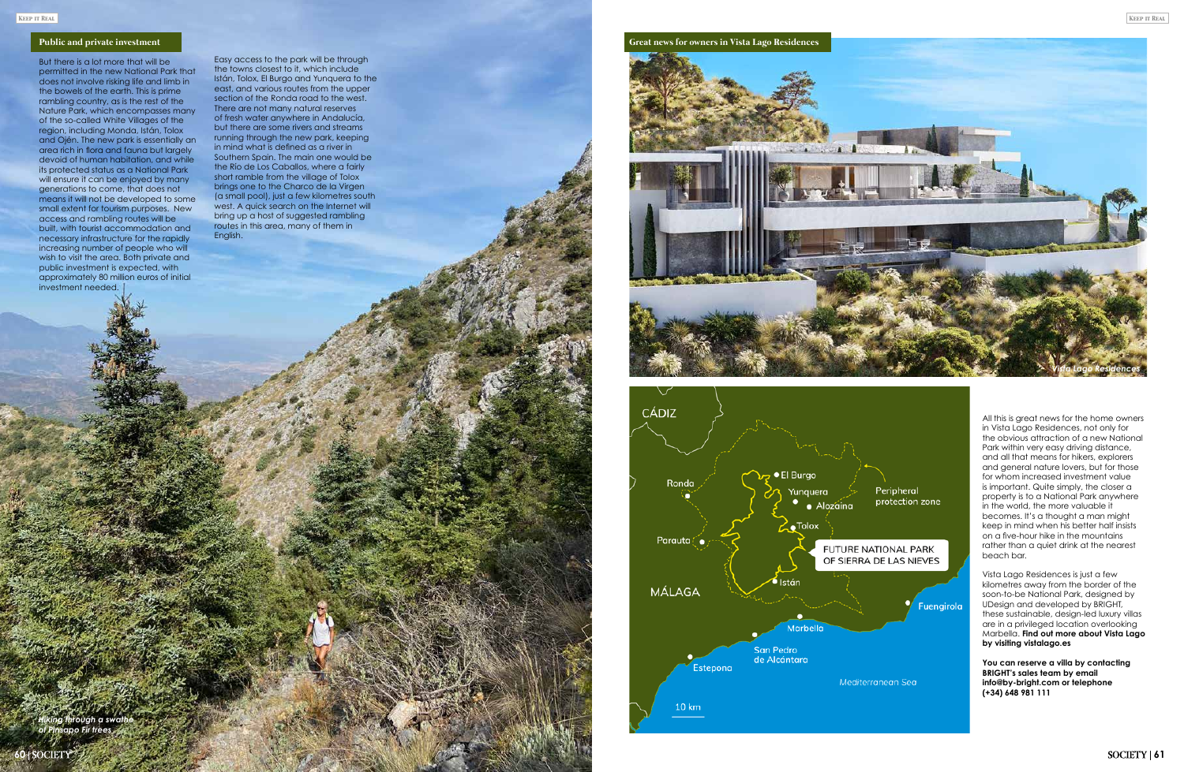## Public and private investment

But there is a lot more that will be permitted in the new National Park that does not involve risking life and limb in the bowels of the earth. This is prime rambling country, as is the rest of the Nature Park, which encompasses many of the so-called White Villages of the region, including Monda, Istán, Tolox and Ojén. The new park is essentially an area rich in flora and fauna but largely devoid of human habitation, and while its protected status as a National Park will ensure it can be enjoyed by many generations to come, that does not means it will not be developed to some small extent for tourism purposes. New access and rambling routes will be built, with tourist accommodation and necessary infrastructure for the rapidly increasing number of people who will wish to visit the area. Both private and public investment is expected, with approximately 80 million euros of initial investment needed.

Easy access to the park will be through the towns closest to it, which include Istán, Tolox, El Burgo and Yunquera to the east, and various routes from the upper section of the Ronda road to the west. There are not many natural reserves of fresh water anywhere in Andalucia, but there are some rivers and streams running through the new park, keeping in mind what is defined as a river in Southern Spain. The main one would be the Río de Los Caballos, where a fairly short ramble from the village of Tolox brings one to the Charco de la Virgen (a small pool), just a few kilometres south west. A quick search on the Internet will bring up a host of suggested rambling routes in this area, many of them in English.

*Hiking through a swathe of Pinsapo Fir trees*

## Great news for owners in Vista Lago Residences

*Vista Lago Residences*

CÁDIZ
Ronda
Parauta
MÁLAGA
El Burgo
Yunquera
Alozaina
Tolox
Istán
Peripheral protection zone
FUTURE NATIONAL PARK OF SIERRA DE LAS NIEVES
Fuengirola
Marbella
San Pedro de Alcántara
Estepona
Mediterranean Sea
10 km

All this is great news for the home owners in Vista Lago Residences, not only for the obvious attraction of a new National Park within very easy driving distance, and all that means for hikers, explorers and general nature lovers, but for those for whom increased investment value is important. Quite simply, the closer a property is to a National Park anywhere in the world, the more valuable it becomes. It's a thought a man might keep in mind when his better half insists on a five-hour hike in the mountains rather than a quiet drink at the nearest beach bar.

Vista Lago Residences is just a few kilometres away from the border of the soon-to-be National Park, designed by UDesign and developed by BRIGHT, these sustainable, design-led luxury villas are in a privileged location overlooking Marbella. **Find out more about Vista Lago by visiting vistalago.es**

**You can reserve a villa by contacting BRIGHT's sales team by email info@by-bright.com or telephone (+34) 648 981 111**